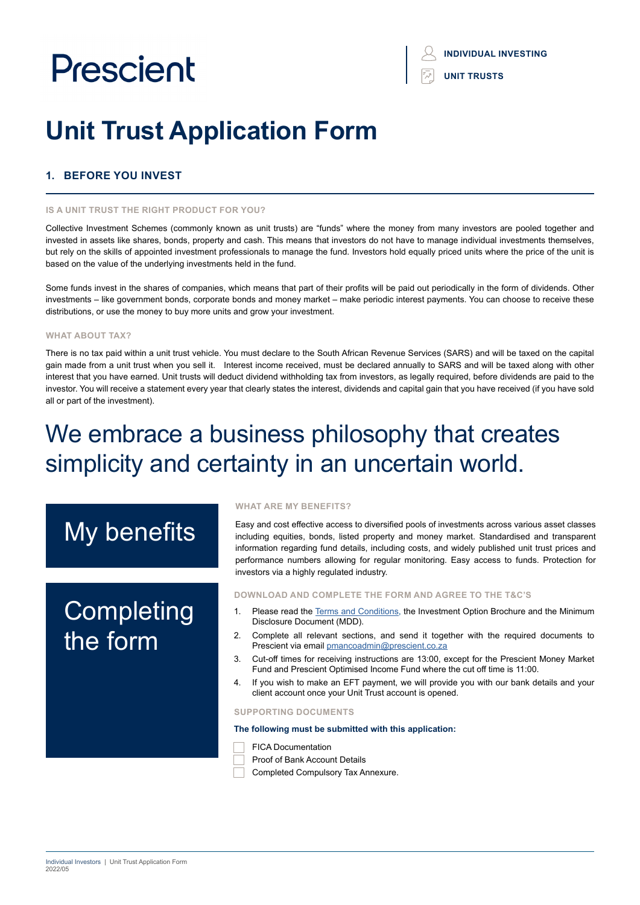Prescient

INDIVIDUAL INVESTING

UNIT TRUSTS

# Unit Trust Application Form

## 1. BEFORE YOU INVEST

### IS A UNIT TRUST THE RIGHT PRODUCT FOR YOU?

Collective Investment Schemes (commonly known as unit trusts) are "funds" where the money from many investors are pooled together and invested in assets like shares, bonds, property and cash. This means that investors do not have to manage individual investments themselves, but rely on the skills of appointed investment professionals to manage the fund. Investors hold equally priced units where the price of the unit is based on the value of the underlying investments held in the fund.

Some funds invest in the shares of companies, which means that part of their profits will be paid out periodically in the form of dividends. Other investments – like government bonds, corporate bonds and money market – make periodic interest payments. You can choose to receive these distributions, or use the money to buy more units and grow your investment.

### WHAT ABOUT TAX?

There is no tax paid within a unit trust vehicle. You must declare to the South African Revenue Services (SARS) and will be taxed on the capital gain made from a unit trust when you sell it. Interest income received, must be declared annually to SARS and will be taxed along with other interest that you have earned. Unit trusts will deduct dividend withholding tax from investors, as legally required, before dividends are paid to the investor. You will receive a statement every year that clearly states the interest, dividends and capital gain that you have received (if you have sold all or part of the investment).

We embrace a business philosophy that creates simplicity and certainty in an uncertain world.

## My benefits

### WHAT ARE MY BENEFITS?

Easy and cost effective access to diversified pools of investments across various asset classes including equities, bonds, listed property and money market. Standardised and transparent information regarding fund details, including costs, and widely published unit trust prices and performance numbers allowing for regular monitoring. Easy access to funds. Protection for investors via a highly regulated industry.

## Completing the form

### DOWNLOAD AND COMPLETE THE FORM AND AGREE TO THE T&C'S

1. Please read the Terms and Conditions, the Investment Option Brochure and the Minimum Disclosure Document (MDD).
2. Complete all relevant sections, and send it together with the required documents to Prescient via email pmancoadmin@prescient.co.za
3. Cut-off times for receiving instructions are 13:00, except for the Prescient Money Market Fund and Prescient Optimised Income Fund where the cut off time is 11:00.
4. If you wish to make an EFT payment, we will provide you with our bank details and your client account once your Unit Trust account is opened.

### SUPPORTING DOCUMENTS

**The following must be submitted with this application:**

- [ ] FICA Documentation
- [ ] Proof of Bank Account Details
- [ ] Completed Compulsory Tax Annexure.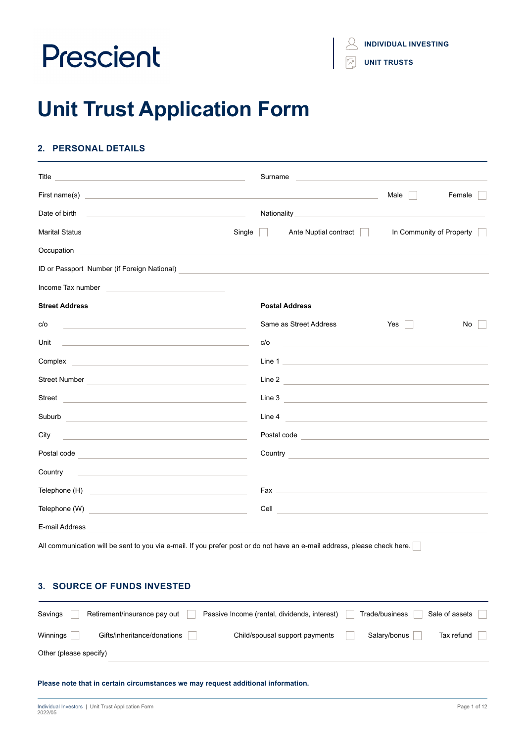Prescient

INDIVIDUAL INVESTING

UNIT TRUSTS

# Unit Trust Application Form

## 2. PERSONAL DETAILS

Title ______________________ Surname ______________________

First name(s) ______________________ Male ☐ Female ☐

Date of birth ______________________ Nationality ______________________

Marital Status Single ☐ Ante Nuptial contract ☐ In Community of Property ☐

Occupation ______________________

ID or Passport Number (if Foreign National) ______________________

Income Tax number ______________________

| **Street Address** | | **Postal Address** | |
|---|---|---|---|
| c/o | | Same as Street Address | Yes ☐ No ☐ |
| Unit | | c/o | |
| Complex | | Line 1 | |
| Street Number | | Line 2 | |
| Street | | Line 3 | |
| Suburb | | Line 4 | |
| City | | Postal code | |
| Postal code | | Country | |
| Country | | | |
| Telephone (H) | | Fax | |
| Telephone (W) | | Cell | |

E-mail Address ______________________

All communication will be sent to you via e-mail. If you prefer post or do not have an e-mail address, please check here. ☐

## 3. SOURCE OF FUNDS INVESTED

Savings ☐ Retirement/insurance pay out ☐ Passive Income (rental, dividends, interest) ☐ Trade/business ☐ Sale of assets ☐

Winnings ☐ Gifts/inheritance/donations ☐ Child/spousal support payments ☐ Salary/bonus ☐ Tax refund ☐

Other (please specify) ______________________

**Please note that in certain circumstances we may request additional information.**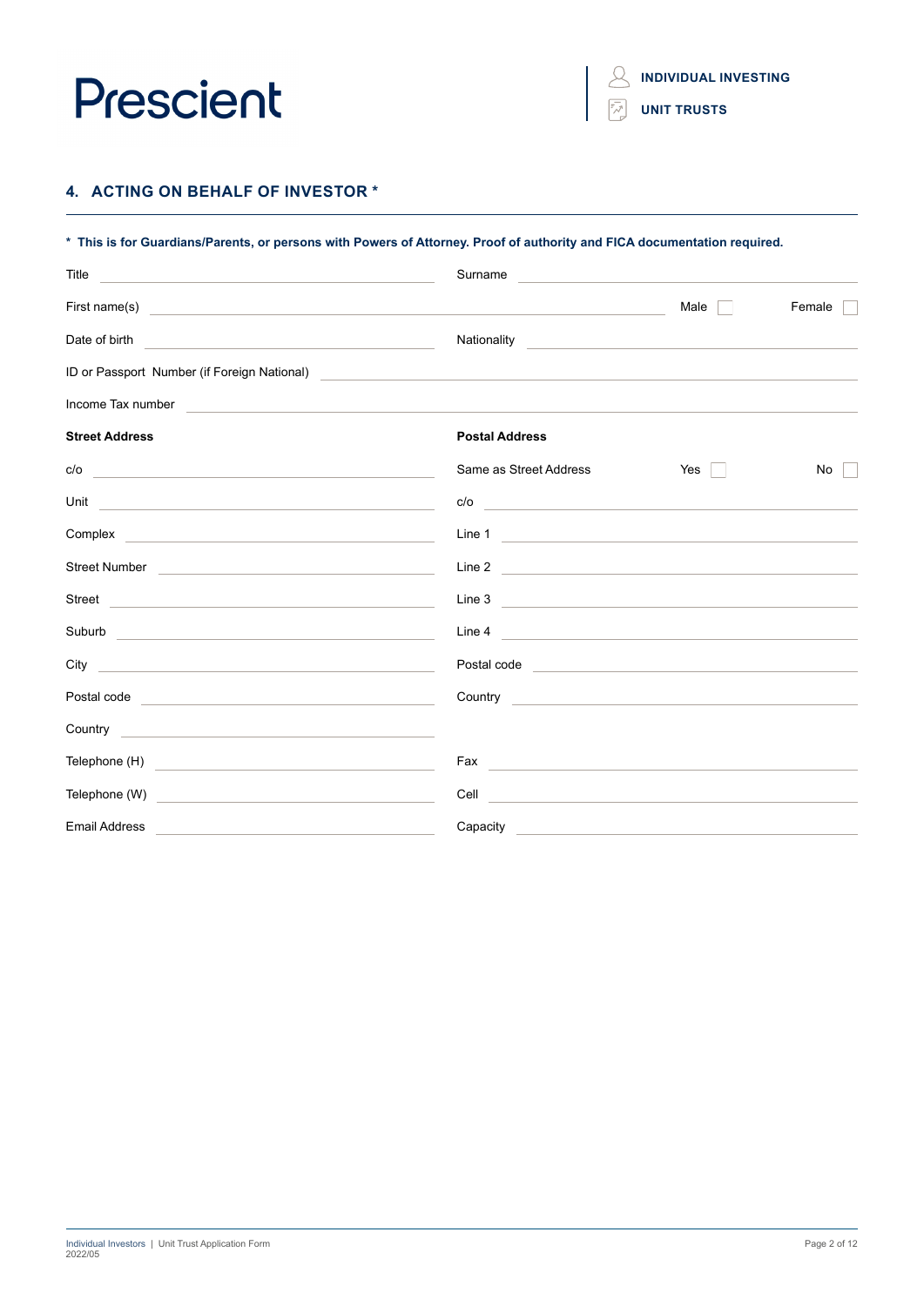## 4. ACTING ON BEHALF OF INVESTOR *

**\* This is for Guardians/Parents, or persons with Powers of Attorney. Proof of authority and FICA documentation required.**

Title ______________________ Surname ______________________

First name(s) ______________________ Male ☐ Female ☐

Date of birth ______________________ Nationality ______________________

ID or Passport Number (if Foreign National) ______________________

Income Tax number ______________________

| **Street Address** | | **Postal Address** | |
|---|---|---|---|
| | | Same as Street Address | Yes ☐ No ☐ |
| c/o | | c/o | |
| Unit | | Line 1 | |
| Complex | | Line 2 | |
| Street Number | | Line 3 | |
| Street | | Line 4 | |
| Suburb | | Postal code | |
| City | | Country | |
| Postal code | | | |
| Country | | | |
| Telephone (H) | | Fax | |
| Telephone (W) | | Cell | |
| Email Address | | Capacity | |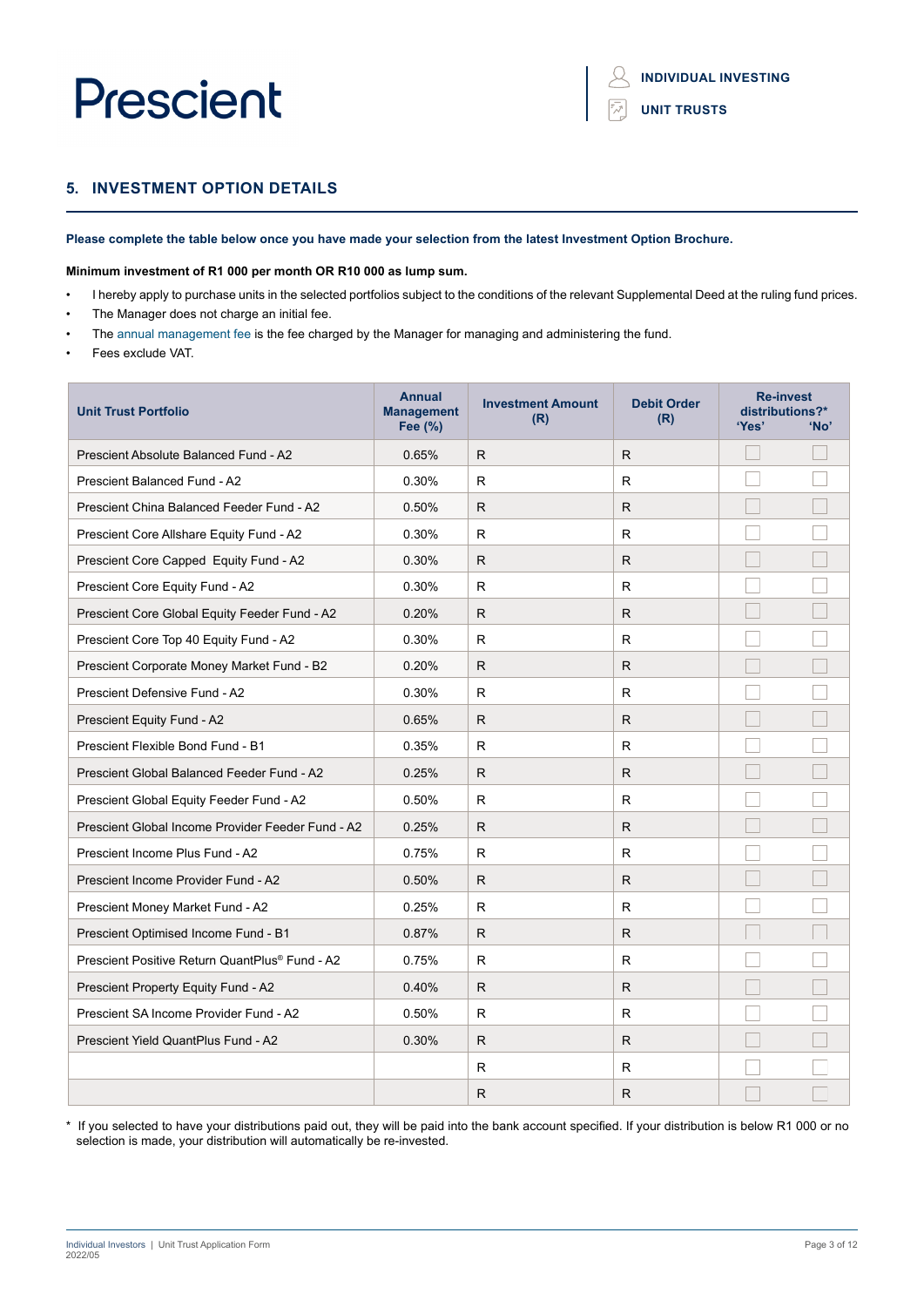## 5. INVESTMENT OPTION DETAILS

**Please complete the table below once you have made your selection from the latest Investment Option Brochure.**

**Minimum investment of R1 000 per month OR R10 000 as lump sum.**

- I hereby apply to purchase units in the selected portfolios subject to the conditions of the relevant Supplemental Deed at the ruling fund prices.
- The Manager does not charge an initial fee.
- The annual management fee is the fee charged by the Manager for managing and administering the fund.
- Fees exclude VAT.

| Unit Trust Portfolio | Annual Management Fee (%) | Investment Amount (R) | Debit Order (R) | Re-invest distributions?* 'Yes' | 'No' |
|---|---|---|---|---|---|
| Prescient Absolute Balanced Fund - A2 | 0.65% | R | R | ☐ | ☐ |
| Prescient Balanced Fund - A2 | 0.30% | R | R | ☐ | ☐ |
| Prescient China Balanced Feeder Fund - A2 | 0.50% | R | R | ☐ | ☐ |
| Prescient Core Allshare Equity Fund - A2 | 0.30% | R | R | ☐ | ☐ |
| Prescient Core Capped Equity Fund - A2 | 0.30% | R | R | ☐ | ☐ |
| Prescient Core Equity Fund - A2 | 0.30% | R | R | ☐ | ☐ |
| Prescient Core Global Equity Feeder Fund - A2 | 0.20% | R | R | ☐ | ☐ |
| Prescient Core Top 40 Equity Fund - A2 | 0.30% | R | R | ☐ | ☐ |
| Prescient Corporate Money Market Fund - B2 | 0.20% | R | R | ☐ | ☐ |
| Prescient Defensive Fund - A2 | 0.30% | R | R | ☐ | ☐ |
| Prescient Equity Fund - A2 | 0.65% | R | R | ☐ | ☐ |
| Prescient Flexible Bond Fund - B1 | 0.35% | R | R | ☐ | ☐ |
| Prescient Global Balanced Feeder Fund - A2 | 0.25% | R | R | ☐ | ☐ |
| Prescient Global Equity Feeder Fund - A2 | 0.50% | R | R | ☐ | ☐ |
| Prescient Global Income Provider Feeder Fund - A2 | 0.25% | R | R | ☐ | ☐ |
| Prescient Income Plus Fund - A2 | 0.75% | R | R | ☐ | ☐ |
| Prescient Income Provider Fund - A2 | 0.50% | R | R | ☐ | ☐ |
| Prescient Money Market Fund - A2 | 0.25% | R | R | ☐ | ☐ |
| Prescient Optimised Income Fund - B1 | 0.87% | R | R | ☐ | ☐ |
| Prescient Positive Return QuantPlus® Fund - A2 | 0.75% | R | R | ☐ | ☐ |
| Prescient Property Equity Fund - A2 | 0.40% | R | R | ☐ | ☐ |
| Prescient SA Income Provider Fund - A2 | 0.50% | R | R | ☐ | ☐ |
| Prescient Yield QuantPlus Fund - A2 | 0.30% | R | R | ☐ | ☐ |
| | | R | R | ☐ | ☐ |
| | | R | R | ☐ | ☐ |

\* If you selected to have your distributions paid out, they will be paid into the bank account specified. If your distribution is below R1 000 or no selection is made, your distribution will automatically be re-invested.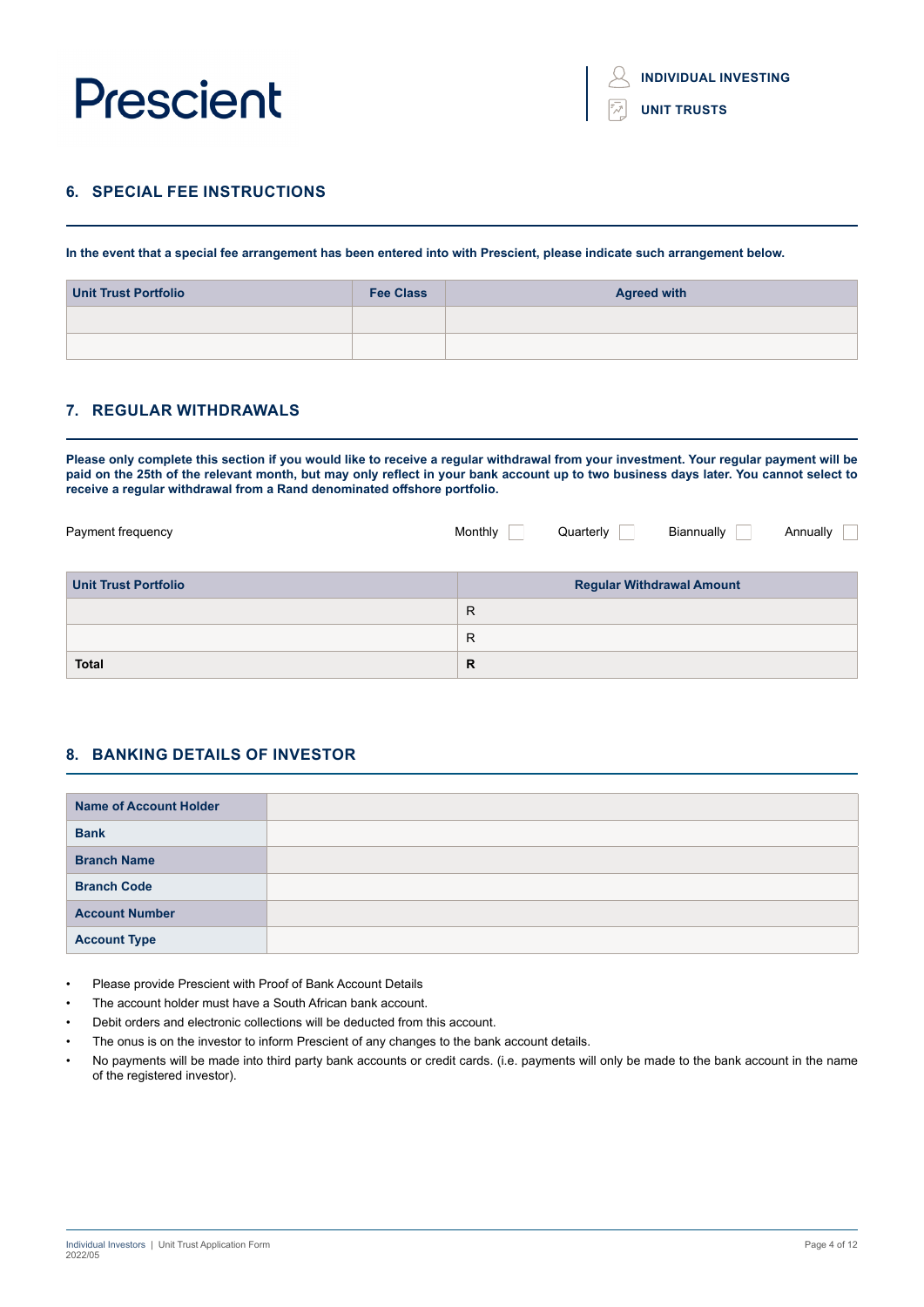## 6. SPECIAL FEE INSTRUCTIONS

**In the event that a special fee arrangement has been entered into with Prescient, please indicate such arrangement below.**

| Unit Trust Portfolio | Fee Class | Agreed with |
|---|---|---|
| | | |
| | | |

## 7. REGULAR WITHDRAWALS

**Please only complete this section if you would like to receive a regular withdrawal from your investment. Your regular payment will be paid on the 25th of the relevant month, but may only reflect in your bank account up to two business days later. You cannot select to receive a regular withdrawal from a Rand denominated offshore portfolio.**

Payment frequency Monthly ☐ Quarterly ☐ Biannually ☐ Annually ☐

| Unit Trust Portfolio | Regular Withdrawal Amount |
|---|---|
| | R |
| | R |
| **Total** | **R** |

## 8. BANKING DETAILS OF INVESTOR

| | |
|---|---|
| **Name of Account Holder** | |
| **Bank** | |
| **Branch Name** | |
| **Branch Code** | |
| **Account Number** | |
| **Account Type** | |

- Please provide Prescient with Proof of Bank Account Details
- The account holder must have a South African bank account.
- Debit orders and electronic collections will be deducted from this account.
- The onus is on the investor to inform Prescient of any changes to the bank account details.
- No payments will be made into third party bank accounts or credit cards. (i.e. payments will only be made to the bank account in the name of the registered investor).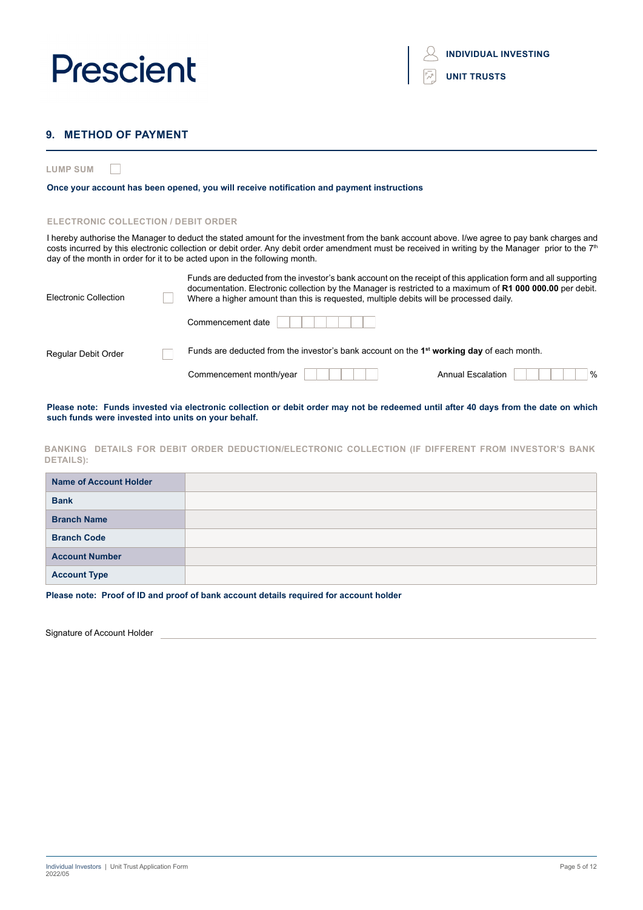## 9. METHOD OF PAYMENT

LUMP SUM ☐

**Once your account has been opened, you will receive notification and payment instructions**

### ELECTRONIC COLLECTION / DEBIT ORDER

I hereby authorise the Manager to deduct the stated amount for the investment from the bank account above. I/we agree to pay bank charges and costs incurred by this electronic collection or debit order. Any debit order amendment must be received in writing by the Manager prior to the 7th day of the month in order for it to be acted upon in the following month.

Electronic Collection ☐

Funds are deducted from the investor's bank account on the receipt of this application form and all supporting documentation. Electronic collection by the Manager is restricted to a maximum of **R1 000 000.00** per debit. Where a higher amount than this is requested, multiple debits will be processed daily.

Commencement date ☐☐☐☐☐☐☐☐

Regular Debit Order ☐

Funds are deducted from the investor's bank account on the 1st **working day** of each month.

Commencement month/year ☐☐☐☐☐☐ Annual Escalation ☐☐☐☐☐☐ %

**Please note: Funds invested via electronic collection or debit order may not be redeemed until after 40 days from the date on which such funds were invested into units on your behalf.**

### BANKING DETAILS FOR DEBIT ORDER DEDUCTION/ELECTRONIC COLLECTION (IF DIFFERENT FROM INVESTOR'S BANK DETAILS):

| | |
|---|---|
| **Name of Account Holder** | |
| **Bank** | |
| **Branch Name** | |
| **Branch Code** | |
| **Account Number** | |
| **Account Type** | |

**Please note: Proof of ID and proof of bank account details required for account holder**

Signature of Account Holder \_\_\_\_\_\_\_\_\_\_\_\_\_\_\_\_\_\_\_\_\_\_\_\_\_\_\_\_\_\_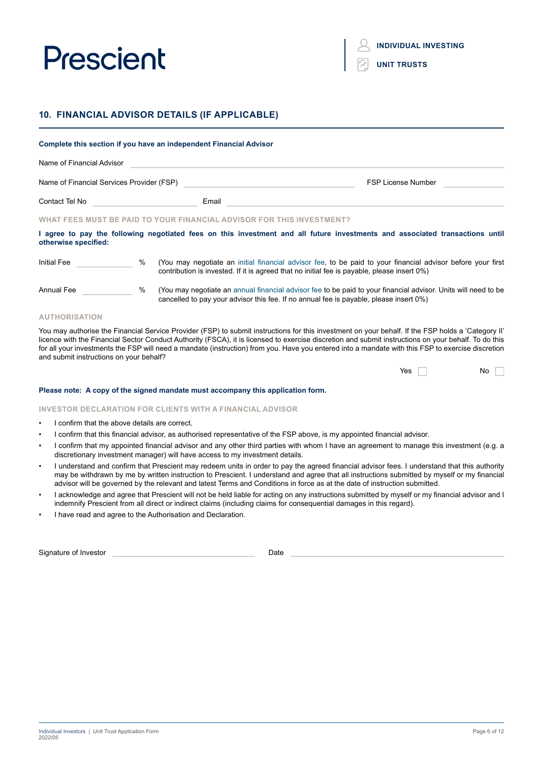## 10. FINANCIAL ADVISOR DETAILS (IF APPLICABLE)

**Complete this section if you have an independent Financial Advisor**

Name of Financial Advisor \_\_\_\_\_\_\_\_\_\_\_\_\_\_\_\_\_\_\_\_\_\_\_\_\_\_\_\_\_\_\_\_\_\_\_\_\_\_\_\_

Name of Financial Services Provider (FSP) \_\_\_\_\_\_\_\_\_\_\_\_\_\_\_\_\_\_\_\_ FSP License Number \_\_\_\_\_\_\_\_\_\_

Contact Tel No \_\_\_\_\_\_\_\_\_\_\_\_\_\_\_\_ Email \_\_\_\_\_\_\_\_\_\_\_\_\_\_\_\_\_\_\_\_\_\_\_\_\_\_\_\_

### WHAT FEES MUST BE PAID TO YOUR FINANCIAL ADVISOR FOR THIS INVESTMENT?

**I agree to pay the following negotiated fees on this investment and all future investments and associated transactions until otherwise specified:**

Initial Fee \_\_\_\_\_\_\_\_\_\_ % (You may negotiate an initial financial advisor fee, to be paid to your financial advisor before your first contribution is invested. If it is agreed that no initial fee is payable, please insert 0%)

Annual Fee \_\_\_\_\_\_\_\_\_\_ % (You may negotiate an annual financial advisor fee to be paid to your financial advisor. Units will need to be cancelled to pay your advisor this fee. If no annual fee is payable, please insert 0%)

### AUTHORISATION

You may authorise the Financial Service Provider (FSP) to submit instructions for this investment on your behalf. If the FSP holds a 'Category II' licence with the Financial Sector Conduct Authority (FSCA), it is licensed to exercise discretion and submit instructions on your behalf. To do this for all your investments the FSP will need a mandate (instruction) from you. Have you entered into a mandate with this FSP to exercise discretion and submit instructions on your behalf?

Yes ☐ No ☐

**Please note: A copy of the signed mandate must accompany this application form.**

### INVESTOR DECLARATION FOR CLIENTS WITH A FINANCIAL ADVISOR

- I confirm that the above details are correct.
- I confirm that this financial advisor, as authorised representative of the FSP above, is my appointed financial advisor.
- I confirm that my appointed financial advisor and any other third parties with whom I have an agreement to manage this investment (e.g. a discretionary investment manager) will have access to my investment details.
- I understand and confirm that Prescient may redeem units in order to pay the agreed financial advisor fees. I understand that this authority may be withdrawn by me by written instruction to Prescient. I understand and agree that all instructions submitted by myself or my financial advisor will be governed by the relevant and latest Terms and Conditions in force as at the date of instruction submitted.
- I acknowledge and agree that Prescient will not be held liable for acting on any instructions submitted by myself or my financial advisor and I indemnify Prescient from all direct or indirect claims (including claims for consequential damages in this regard).
- I have read and agree to the Authorisation and Declaration.

Signature of Investor \_\_\_\_\_\_\_\_\_\_\_\_\_\_\_\_\_\_\_\_ Date \_\_\_\_\_\_\_\_\_\_\_\_\_\_\_\_\_\_\_\_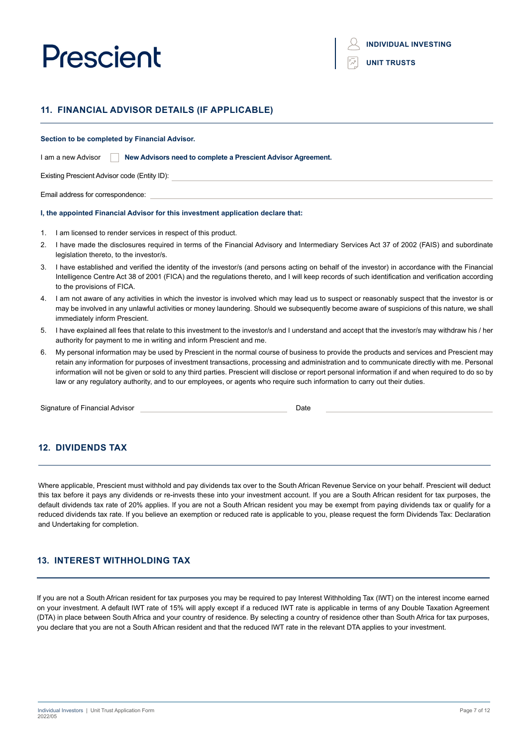## 11. FINANCIAL ADVISOR DETAILS (IF APPLICABLE)

**Section to be completed by Financial Advisor.**

I am a new Advisor ☐ **New Advisors need to complete a Prescient Advisor Agreement.**

Existing Prescient Advisor code (Entity ID): \_\_\_\_\_\_\_\_\_\_\_\_\_\_\_\_\_\_\_\_\_\_\_\_

Email address for correspondence: \_\_\_\_\_\_\_\_\_\_\_\_\_\_\_\_\_\_\_\_\_\_\_\_

**I, the appointed Financial Advisor for this investment application declare that:**

1. I am licensed to render services in respect of this product.
2. I have made the disclosures required in terms of the Financial Advisory and Intermediary Services Act 37 of 2002 (FAIS) and subordinate legislation thereto, to the investor/s.
3. I have established and verified the identity of the investor/s (and persons acting on behalf of the investor) in accordance with the Financial Intelligence Centre Act 38 of 2001 (FICA) and the regulations thereto, and I will keep records of such identification and verification according to the provisions of FICA.
4. I am not aware of any activities in which the investor is involved which may lead us to suspect or reasonably suspect that the investor is or may be involved in any unlawful activities or money laundering. Should we subsequently become aware of suspicions of this nature, we shall immediately inform Prescient.
5. I have explained all fees that relate to this investment to the investor/s and I understand and accept that the investor/s may withdraw his / her authority for payment to me in writing and inform Prescient and me.
6. My personal information may be used by Prescient in the normal course of business to provide the products and services and Prescient may retain any information for purposes of investment transactions, processing and administration and to communicate directly with me. Personal information will not be given or sold to any third parties. Prescient will disclose or report personal information if and when required to do so by law or any regulatory authority, and to our employees, or agents who require such information to carry out their duties.

Signature of Financial Advisor \_\_\_\_\_\_\_\_\_\_\_\_\_\_\_\_\_\_\_\_ Date \_\_\_\_\_\_\_\_\_\_\_\_\_\_\_\_\_\_\_\_

## 12. DIVIDENDS TAX

Where applicable, Prescient must withhold and pay dividends tax over to the South African Revenue Service on your behalf. Prescient will deduct this tax before it pays any dividends or re-invests these into your investment account. If you are a South African resident for tax purposes, the default dividends tax rate of 20% applies. If you are not a South African resident you may be exempt from paying dividends tax or qualify for a reduced dividends tax rate. If you believe an exemption or reduced rate is applicable to you, please request the form Dividends Tax: Declaration and Undertaking for completion.

## 13. INTEREST WITHHOLDING TAX

If you are not a South African resident for tax purposes you may be required to pay Interest Withholding Tax (IWT) on the interest income earned on your investment. A default IWT rate of 15% will apply except if a reduced IWT rate is applicable in terms of any Double Taxation Agreement (DTA) in place between South Africa and your country of residence. By selecting a country of residence other than South Africa for tax purposes, you declare that you are not a South African resident and that the reduced IWT rate in the relevant DTA applies to your investment.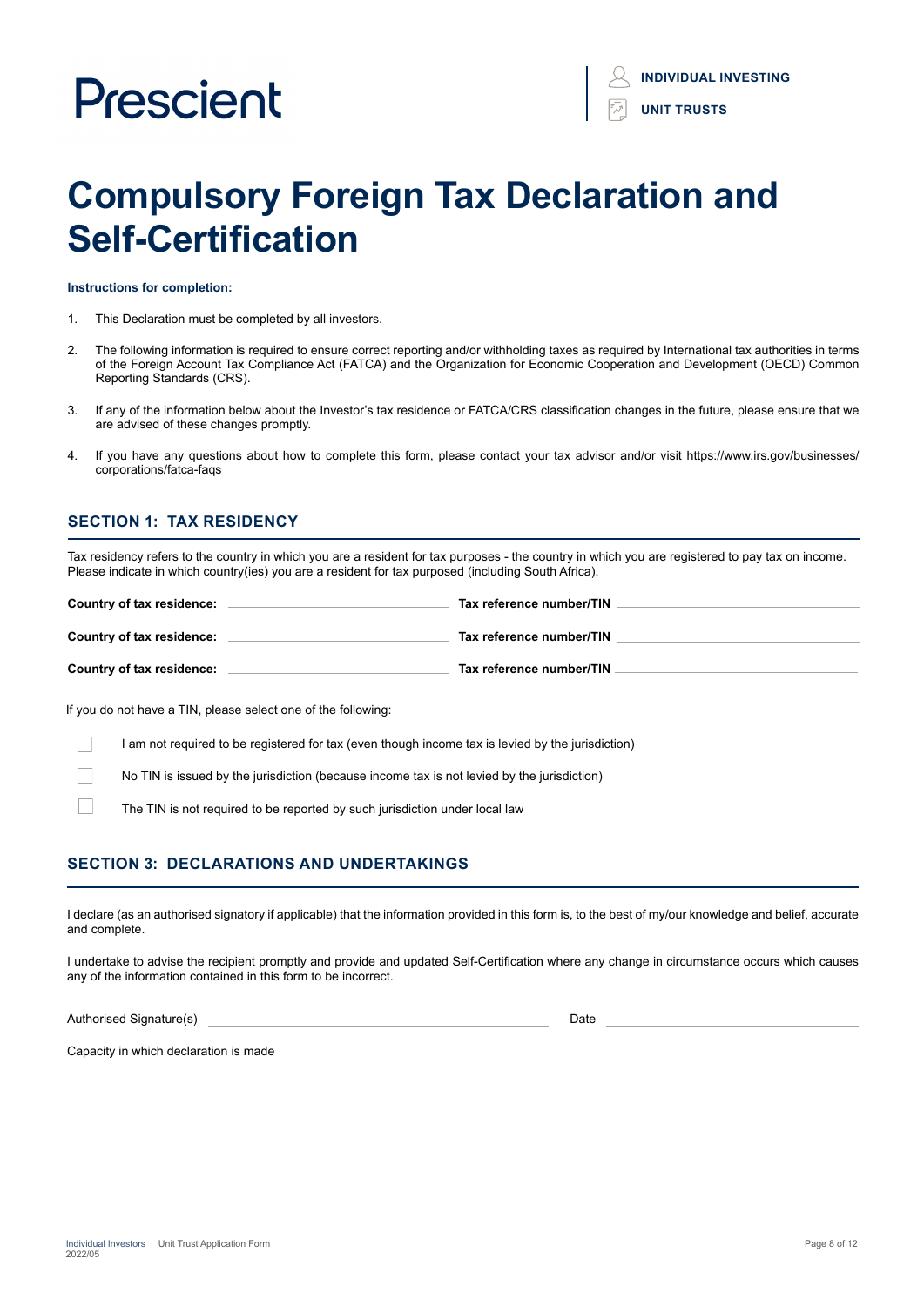Prescient

INDIVIDUAL INVESTING

UNIT TRUSTS

# Compulsory Foreign Tax Declaration and Self-Certification

**Instructions for completion:**

1. This Declaration must be completed by all investors.
2. The following information is required to ensure correct reporting and/or withholding taxes as required by International tax authorities in terms of the Foreign Account Tax Compliance Act (FATCA) and the Organization for Economic Cooperation and Development (OECD) Common Reporting Standards (CRS).
3. If any of the information below about the Investor's tax residence or FATCA/CRS classification changes in the future, please ensure that we are advised of these changes promptly.
4. If you have any questions about how to complete this form, please contact your tax advisor and/or visit https://www.irs.gov/businesses/corporations/fatca-faqs

## SECTION 1: TAX RESIDENCY

Tax residency refers to the country in which you are a resident for tax purposes - the country in which you are registered to pay tax on income. Please indicate in which country(ies) you are a resident for tax purposed (including South Africa).

**Country of tax residence:** ______________________ **Tax reference number/TIN** ______________________

**Country of tax residence:** ______________________ **Tax reference number/TIN** ______________________

**Country of tax residence:** ______________________ **Tax reference number/TIN** ______________________

If you do not have a TIN, please select one of the following:

- [ ] I am not required to be registered for tax (even though income tax is levied by the jurisdiction)
- [ ] No TIN is issued by the jurisdiction (because income tax is not levied by the jurisdiction)
- [ ] The TIN is not required to be reported by such jurisdiction under local law

## SECTION 3: DECLARATIONS AND UNDERTAKINGS

I declare (as an authorised signatory if applicable) that the information provided in this form is, to the best of my/our knowledge and belief, accurate and complete.

I undertake to advise the recipient promptly and provide and updated Self-Certification where any change in circumstance occurs which causes any of the information contained in this form to be incorrect.

Authorised Signature(s) ______________________ Date ______________________

Capacity in which declaration is made ______________________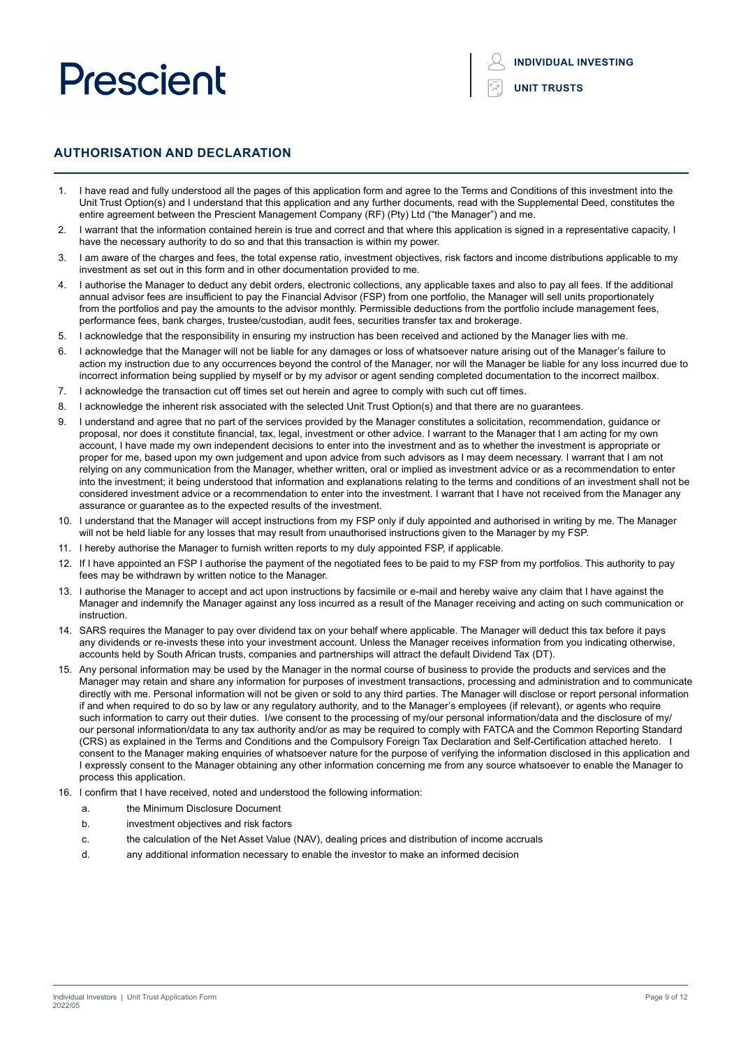# Prescient

**INDIVIDUAL INVESTING**

**UNIT TRUSTS**

## AUTHORISATION AND DECLARATION

1. I have read and fully understood all the pages of this application form and agree to the Terms and Conditions of this investment into the Unit Trust Option(s) and I understand that this application and any further documents, read with the Supplemental Deed, constitutes the entire agreement between the Prescient Management Company (RF) (Pty) Ltd ("the Manager") and me.
2. I warrant that the information contained herein is true and correct and that where this application is signed in a representative capacity, I have the necessary authority to do so and that this transaction is within my power.
3. I am aware of the charges and fees, the total expense ratio, investment objectives, risk factors and income distributions applicable to my investment as set out in this form and in other documentation provided to me.
4. I authorise the Manager to deduct any debit orders, electronic collections, any applicable taxes and also to pay all fees. If the additional annual advisor fees are insufficient to pay the Financial Advisor (FSP) from one portfolio, the Manager will sell units proportionately from the portfolios and pay the amounts to the advisor monthly. Permissible deductions from the portfolio include management fees, performance fees, bank charges, trustee/custodian, audit fees, securities transfer tax and brokerage.
5. I acknowledge that the responsibility in ensuring my instruction has been received and actioned by the Manager lies with me.
6. I acknowledge that the Manager will not be liable for any damages or loss of whatsoever nature arising out of the Manager's failure to action my instruction due to any occurrences beyond the control of the Manager, nor will the Manager be liable for any loss incurred due to incorrect information being supplied by myself or by my advisor or agent sending completed documentation to the incorrect mailbox.
7. I acknowledge the transaction cut off times set out herein and agree to comply with such cut off times.
8. I acknowledge the inherent risk associated with the selected Unit Trust Option(s) and that there are no guarantees.
9. I understand and agree that no part of the services provided by the Manager constitutes a solicitation, recommendation, guidance or proposal, nor does it constitute financial, tax, legal, investment or other advice. I warrant to the Manager that I am acting for my own account, I have made my own independent decisions to enter into the investment and as to whether the investment is appropriate or proper for me, based upon my own judgement and upon advice from such advisors as I may deem necessary. I warrant that I am not relying on any communication from the Manager, whether written, oral or implied as investment advice or as a recommendation to enter into the investment; it being understood that information and explanations relating to the terms and conditions of an investment shall not be considered investment advice or a recommendation to enter into the investment. I warrant that I have not received from the Manager any assurance or guarantee as to the expected results of the investment.
10. I understand that the Manager will accept instructions from my FSP only if duly appointed and authorised in writing by me. The Manager will not be held liable for any losses that may result from unauthorised instructions given to the Manager by my FSP.
11. I hereby authorise the Manager to furnish written reports to my duly appointed FSP, if applicable.
12. If I have appointed an FSP I authorise the payment of the negotiated fees to be paid to my FSP from my portfolios. This authority to pay fees may be withdrawn by written notice to the Manager.
13. I authorise the Manager to accept and act upon instructions by facsimile or e-mail and hereby waive any claim that I have against the Manager and indemnify the Manager against any loss incurred as a result of the Manager receiving and acting on such communication or instruction.
14. SARS requires the Manager to pay over dividend tax on your behalf where applicable. The Manager will deduct this tax before it pays any dividends or re-invests these into your investment account. Unless the Manager receives information from you indicating otherwise, accounts held by South African trusts, companies and partnerships will attract the default Dividend Tax (DT).
15. Any personal information may be used by the Manager in the normal course of business to provide the products and services and the Manager may retain and share any information for purposes of investment transactions, processing and administration and to communicate directly with me. Personal information will not be given or sold to any third parties. The Manager will disclose or report personal information if and when required to do so by law or any regulatory authority, and to the Manager's employees (if relevant), or agents who require such information to carry out their duties. I/we consent to the processing of my/our personal information/data and the disclosure of my/our personal information/data to any tax authority and/or as may be required to comply with FATCA and the Common Reporting Standard (CRS) as explained in the Terms and Conditions and the Compulsory Foreign Tax Declaration and Self-Certification attached hereto. I consent to the Manager making enquiries of whatsoever nature for the purpose of verifying the information disclosed in this application and I expressly consent to the Manager obtaining any other information concerning me from any source whatsoever to enable the Manager to process this application.
16. I confirm that I have received, noted and understood the following information:
    a. the Minimum Disclosure Document
    b. investment objectives and risk factors
    c. the calculation of the Net Asset Value (NAV), dealing prices and distribution of income accruals
    d. any additional information necessary to enable the investor to make an informed decision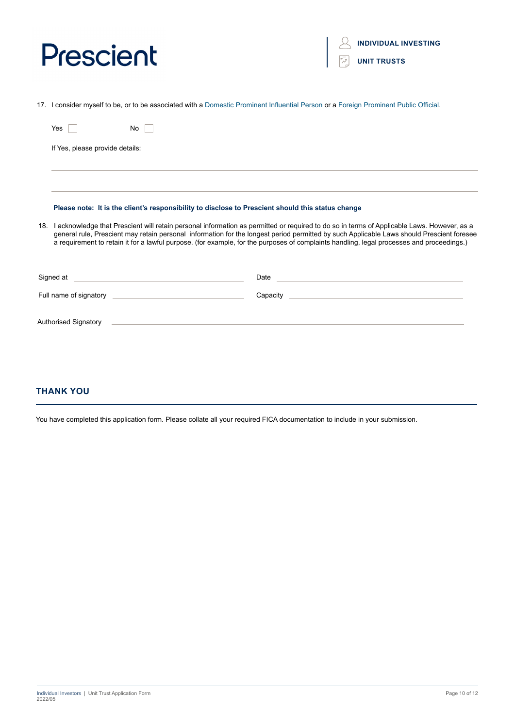17. I consider myself to be, or to be associated with a Domestic Prominent Influential Person or a Foreign Prominent Public Official.

    Yes ☐ No ☐

    If Yes, please provide details:

    ______________________________________________________________________

    ______________________________________________________________________

    **Please note: It is the client's responsibility to disclose to Prescient should this status change**

18. I acknowledge that Prescient will retain personal information as permitted or required to do so in terms of Applicable Laws. However, as a general rule, Prescient may retain personal information for the longest period permitted by such Applicable Laws should Prescient foresee a requirement to retain it for a lawful purpose. (for example, for the purposes of complaints handling, legal processes and proceedings.)

Signed at ______________________ Date ______________________

Full name of signatory ______________________ Capacity ______________________

Authorised Signatory ______________________________________________

## THANK YOU

You have completed this application form. Please collate all your required FICA documentation to include in your submission.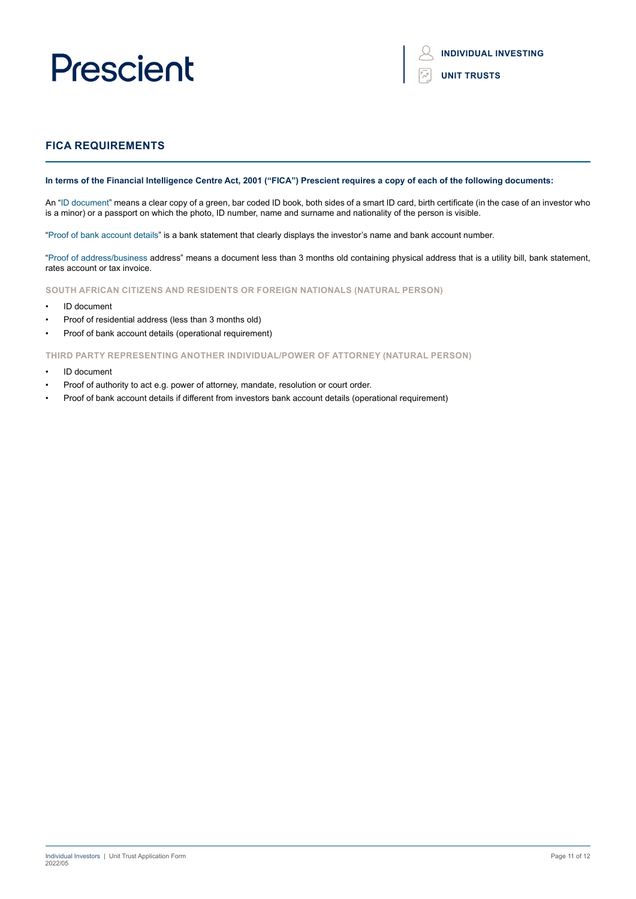## FICA REQUIREMENTS

**In terms of the Financial Intelligence Centre Act, 2001 ("FICA") Prescient requires a copy of each of the following documents:**

An "ID document" means a clear copy of a green, bar coded ID book, both sides of a smart ID card, birth certificate (in the case of an investor who is a minor) or a passport on which the photo, ID number, name and surname and nationality of the person is visible.

"Proof of bank account details" is a bank statement that clearly displays the investor's name and bank account number.

"Proof of address/business address" means a document less than 3 months old containing physical address that is a utility bill, bank statement, rates account or tax invoice.

### SOUTH AFRICAN CITIZENS AND RESIDENTS OR FOREIGN NATIONALS (NATURAL PERSON)

- ID document
- Proof of residential address (less than 3 months old)
- Proof of bank account details (operational requirement)

### THIRD PARTY REPRESENTING ANOTHER INDIVIDUAL/POWER OF ATTORNEY (NATURAL PERSON)

- ID document
- Proof of authority to act e.g. power of attorney, mandate, resolution or court order.
- Proof of bank account details if different from investors bank account details (operational requirement)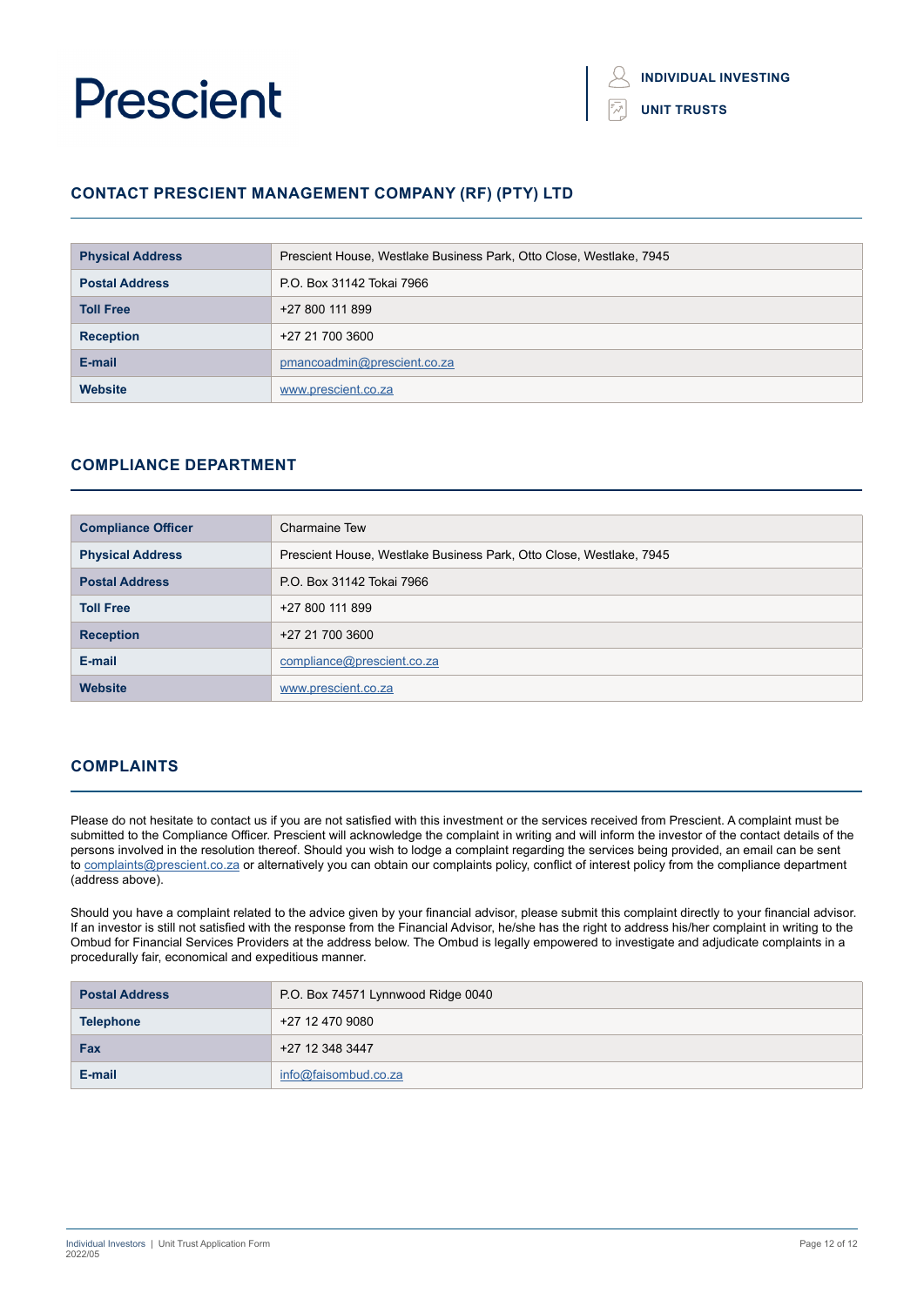## CONTACT PRESCIENT MANAGEMENT COMPANY (RF) (PTY) LTD

| | |
|---|---|
| **Physical Address** | Prescient House, Westlake Business Park, Otto Close, Westlake, 7945 |
| **Postal Address** | P.O. Box 31142 Tokai 7966 |
| **Toll Free** | +27 800 111 899 |
| **Reception** | +27 21 700 3600 |
| **E-mail** | pmancoadmin@prescient.co.za |
| **Website** | www.prescient.co.za |

## COMPLIANCE DEPARTMENT

| | |
|---|---|
| **Compliance Officer** | Charmaine Tew |
| **Physical Address** | Prescient House, Westlake Business Park, Otto Close, Westlake, 7945 |
| **Postal Address** | P.O. Box 31142 Tokai 7966 |
| **Toll Free** | +27 800 111 899 |
| **Reception** | +27 21 700 3600 |
| **E-mail** | compliance@prescient.co.za |
| **Website** | www.prescient.co.za |

## COMPLAINTS

Please do not hesitate to contact us if you are not satisfied with this investment or the services received from Prescient. A complaint must be submitted to the Compliance Officer. Prescient will acknowledge the complaint in writing and will inform the investor of the contact details of the persons involved in the resolution thereof. Should you wish to lodge a complaint regarding the services being provided, an email can be sent to complaints@prescient.co.za or alternatively you can obtain our complaints policy, conflict of interest policy from the compliance department (address above).

Should you have a complaint related to the advice given by your financial advisor, please submit this complaint directly to your financial advisor. If an investor is still not satisfied with the response from the Financial Advisor, he/she has the right to address his/her complaint in writing to the Ombud for Financial Services Providers at the address below. The Ombud is legally empowered to investigate and adjudicate complaints in a procedurally fair, economical and expeditious manner.

| | |
|---|---|
| **Postal Address** | P.O. Box 74571 Lynnwood Ridge 0040 |
| **Telephone** | +27 12 470 9080 |
| **Fax** | +27 12 348 3447 |
| **E-mail** | info@faisombud.co.za |